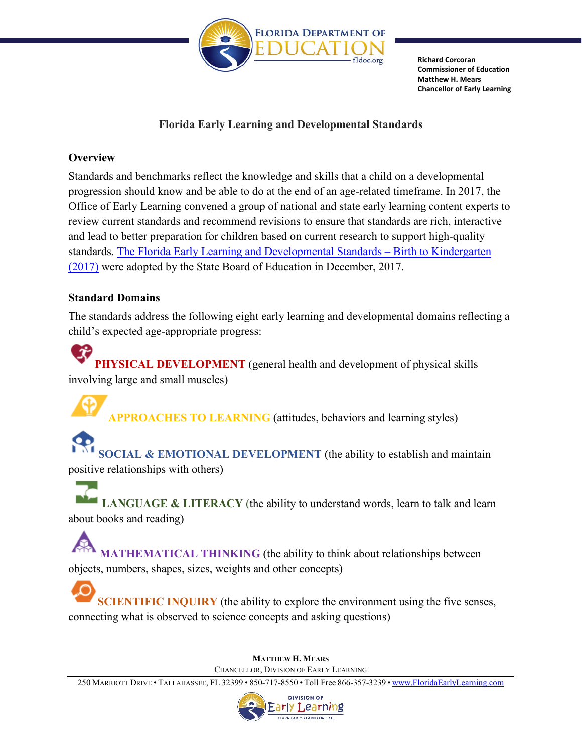Richard Corcoran
Commissioner of Education
Matthew H. Mears
Chancellor of Early Learning

# Florida Early Learning and Developmental Standards

## Overview

Standards and benchmarks reflect the knowledge and skills that a child on a developmental progression should know and be able to do at the end of an age-related timeframe. In 2017, the Office of Early Learning convened a group of national and state early learning content experts to review current standards and recommend revisions to ensure that standards are rich, interactive and lead to better preparation for children based on current research to support high-quality standards. The Florida Early Learning and Developmental Standards – Birth to Kindergarten (2017) were adopted by the State Board of Education in December, 2017.

## Standard Domains

The standards address the following eight early learning and developmental domains reflecting a child's expected age-appropriate progress:

**PHYSICAL DEVELOPMENT** (general health and development of physical skills involving large and small muscles)

**APPROACHES TO LEARNING** (attitudes, behaviors and learning styles)

**SOCIAL & EMOTIONAL DEVELOPMENT** (the ability to establish and maintain positive relationships with others)

**LANGUAGE & LITERACY** (the ability to understand words, learn to talk and learn about books and reading)

**MATHEMATICAL THINKING** (the ability to think about relationships between objects, numbers, shapes, sizes, weights and other concepts)

**SCIENTIFIC INQUIRY** (the ability to explore the environment using the five senses, connecting what is observed to science concepts and asking questions)

MATTHEW H. MEARS
CHANCELLOR, DIVISION OF EARLY LEARNING

250 MARRIOTT DRIVE • TALLAHASSEE, FL 32399 • 850-717-8550 • Toll Free 866-357-3239 • www.FloridaEarlyLearning.com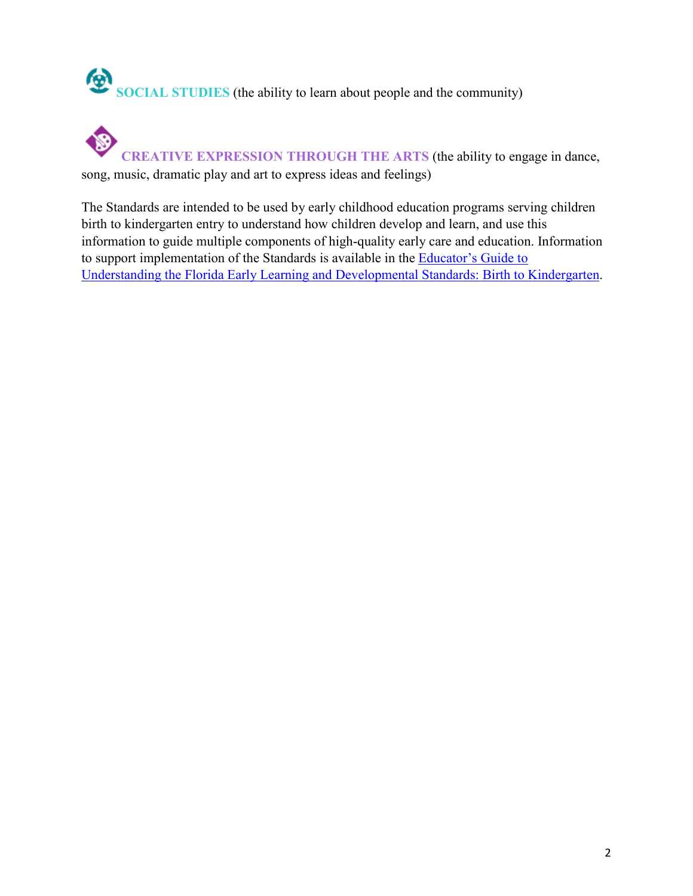**SOCIAL STUDIES** (the ability to learn about people and the community)

**CREATIVE EXPRESSION THROUGH THE ARTS** (the ability to engage in dance, song, music, dramatic play and art to express ideas and feelings)

The Standards are intended to be used by early childhood education programs serving children birth to kindergarten entry to understand how children develop and learn, and use this information to guide multiple components of high-quality early care and education. Information to support implementation of the Standards is available in the Educator's Guide to Understanding the Florida Early Learning and Developmental Standards: Birth to Kindergarten.